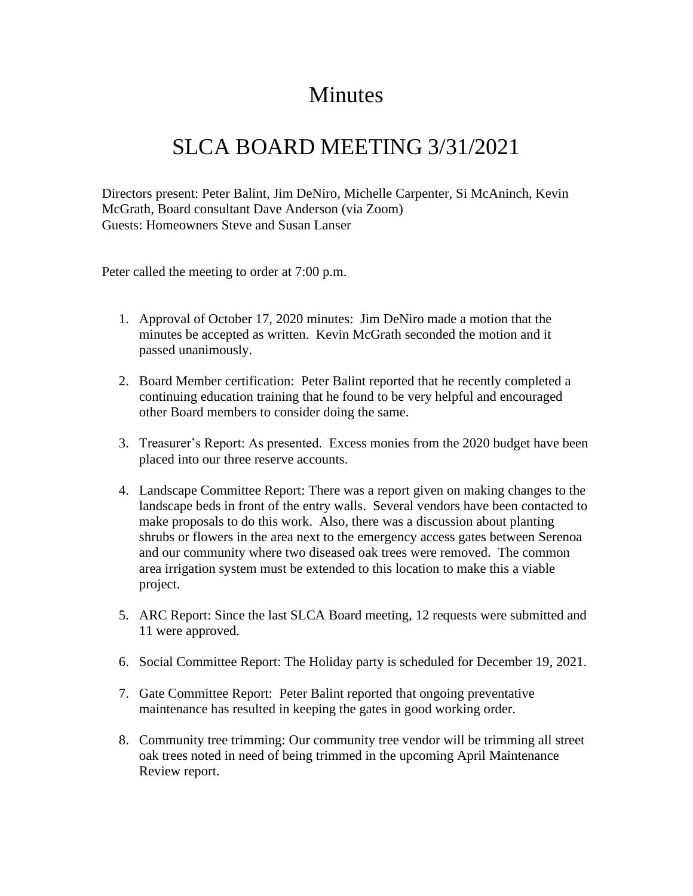# Minutes

# SLCA BOARD MEETING 3/31/2021

Directors present: Peter Balint, Jim DeNiro, Michelle Carpenter, Si McAninch, Kevin McGrath, Board consultant Dave Anderson (via Zoom)
Guests: Homeowners Steve and Susan Lanser

Peter called the meeting to order at 7:00 p.m.

1. Approval of October 17, 2020 minutes: Jim DeNiro made a motion that the minutes be accepted as written. Kevin McGrath seconded the motion and it passed unanimously.

2. Board Member certification: Peter Balint reported that he recently completed a continuing education training that he found to be very helpful and encouraged other Board members to consider doing the same.

3. Treasurer's Report: As presented. Excess monies from the 2020 budget have been placed into our three reserve accounts.

4. Landscape Committee Report: There was a report given on making changes to the landscape beds in front of the entry walls. Several vendors have been contacted to make proposals to do this work. Also, there was a discussion about planting shrubs or flowers in the area next to the emergency access gates between Serenoa and our community where two diseased oak trees were removed. The common area irrigation system must be extended to this location to make this a viable project.

5. ARC Report: Since the last SLCA Board meeting, 12 requests were submitted and 11 were approved.

6. Social Committee Report: The Holiday party is scheduled for December 19, 2021.

7. Gate Committee Report: Peter Balint reported that ongoing preventative maintenance has resulted in keeping the gates in good working order.

8. Community tree trimming: Our community tree vendor will be trimming all street oak trees noted in need of being trimmed in the upcoming April Maintenance Review report.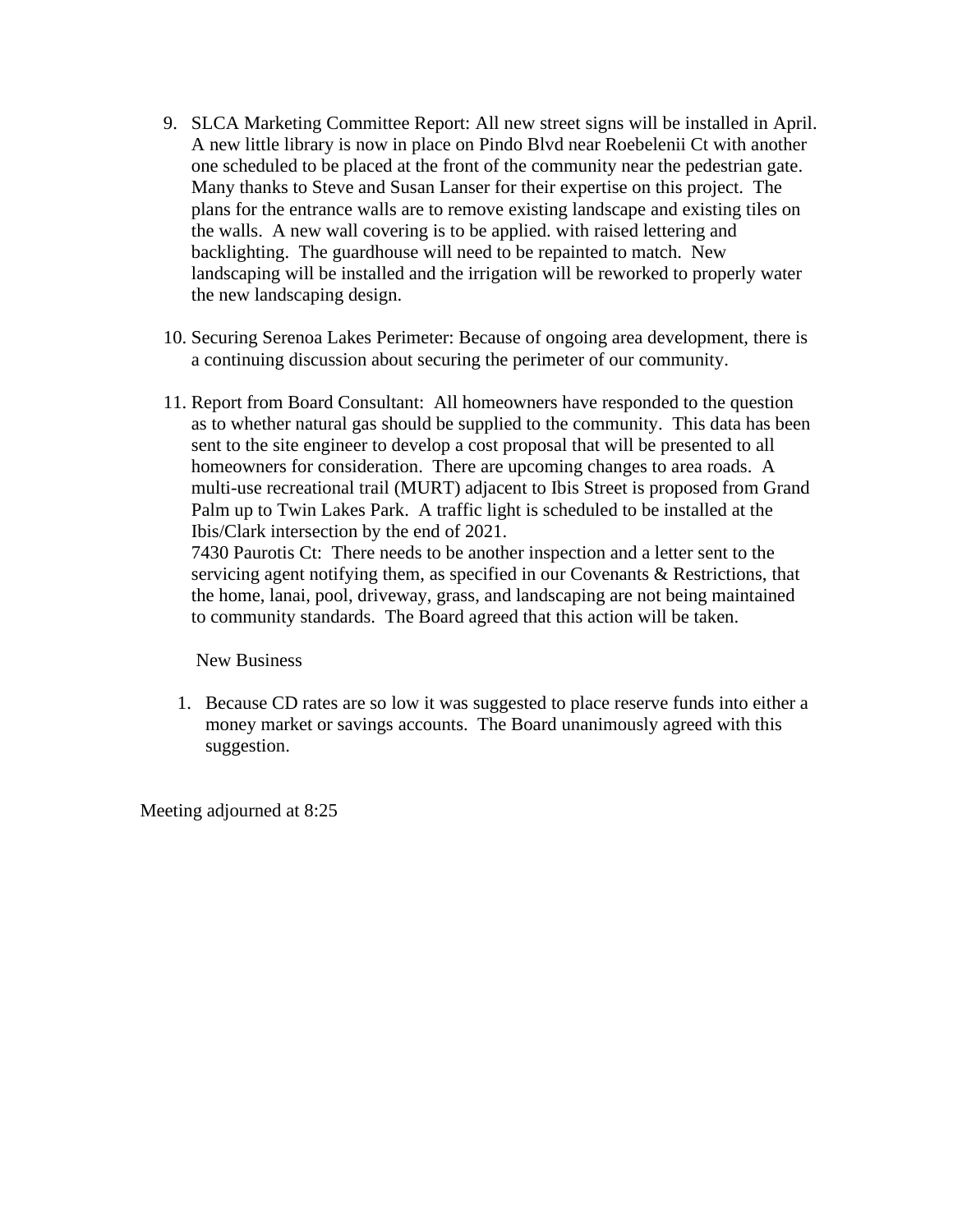9. SLCA Marketing Committee Report: All new street signs will be installed in April. A new little library is now in place on Pindo Blvd near Roebelenii Ct with another one scheduled to be placed at the front of the community near the pedestrian gate. Many thanks to Steve and Susan Lanser for their expertise on this project. The plans for the entrance walls are to remove existing landscape and existing tiles on the walls. A new wall covering is to be applied. with raised lettering and backlighting. The guardhouse will need to be repainted to match. New landscaping will be installed and the irrigation will be reworked to properly water the new landscaping design.

10. Securing Serenoa Lakes Perimeter: Because of ongoing area development, there is a continuing discussion about securing the perimeter of our community.

11. Report from Board Consultant: All homeowners have responded to the question as to whether natural gas should be supplied to the community. This data has been sent to the site engineer to develop a cost proposal that will be presented to all homeowners for consideration. There are upcoming changes to area roads. A multi-use recreational trail (MURT) adjacent to Ibis Street is proposed from Grand Palm up to Twin Lakes Park. A traffic light is scheduled to be installed at the Ibis/Clark intersection by the end of 2021.
    7430 Paurotis Ct: There needs to be another inspection and a letter sent to the servicing agent notifying them, as specified in our Covenants & Restrictions, that the home, lanai, pool, driveway, grass, and landscaping are not being maintained to community standards. The Board agreed that this action will be taken.

New Business

1. Because CD rates are so low it was suggested to place reserve funds into either a money market or savings accounts. The Board unanimously agreed with this suggestion.

Meeting adjourned at 8:25